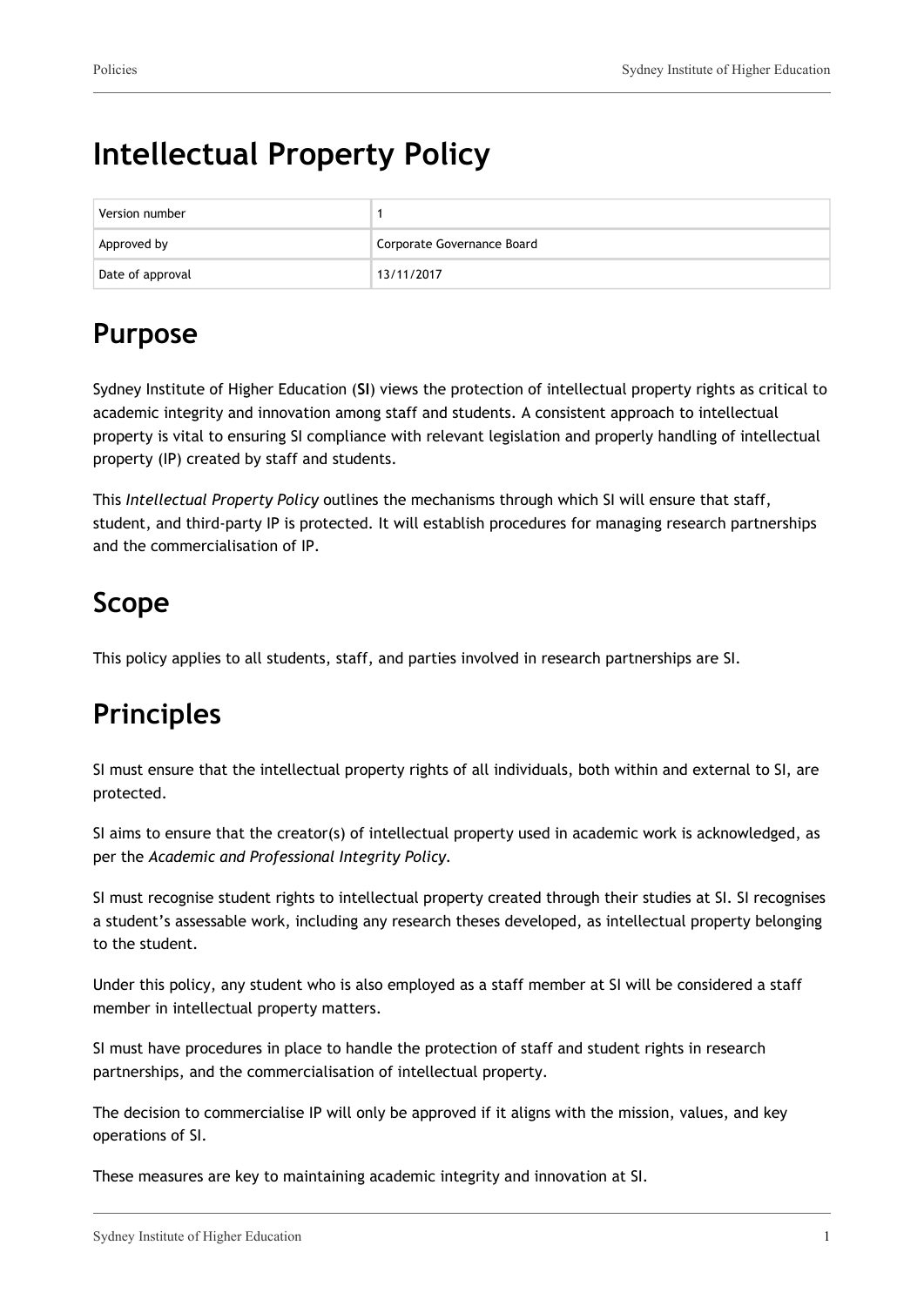# Intellectual Property Policy

| Version number | 1 |
|---|---|
| Approved by | Corporate Governance Board |
| Date of approval | 13/11/2017 |

## Purpose

Sydney Institute of Higher Education (**SI**) views the protection of intellectual property rights as critical to academic integrity and innovation among staff and students. A consistent approach to intellectual property is vital to ensuring SI compliance with relevant legislation and properly handling of intellectual property (IP) created by staff and students.

This *Intellectual Property Policy* outlines the mechanisms through which SI will ensure that staff, student, and third-party IP is protected. It will establish procedures for managing research partnerships and the commercialisation of IP.

## Scope

This policy applies to all students, staff, and parties involved in research partnerships are SI.

## Principles

SI must ensure that the intellectual property rights of all individuals, both within and external to SI, are protected.

SI aims to ensure that the creator(s) of intellectual property used in academic work is acknowledged, as per the *Academic and Professional Integrity Policy*.

SI must recognise student rights to intellectual property created through their studies at SI. SI recognises a student's assessable work, including any research theses developed, as intellectual property belonging to the student.

Under this policy, any student who is also employed as a staff member at SI will be considered a staff member in intellectual property matters.

SI must have procedures in place to handle the protection of staff and student rights in research partnerships, and the commercialisation of intellectual property.

The decision to commercialise IP will only be approved if it aligns with the mission, values, and key operations of SI.

These measures are key to maintaining academic integrity and innovation at SI.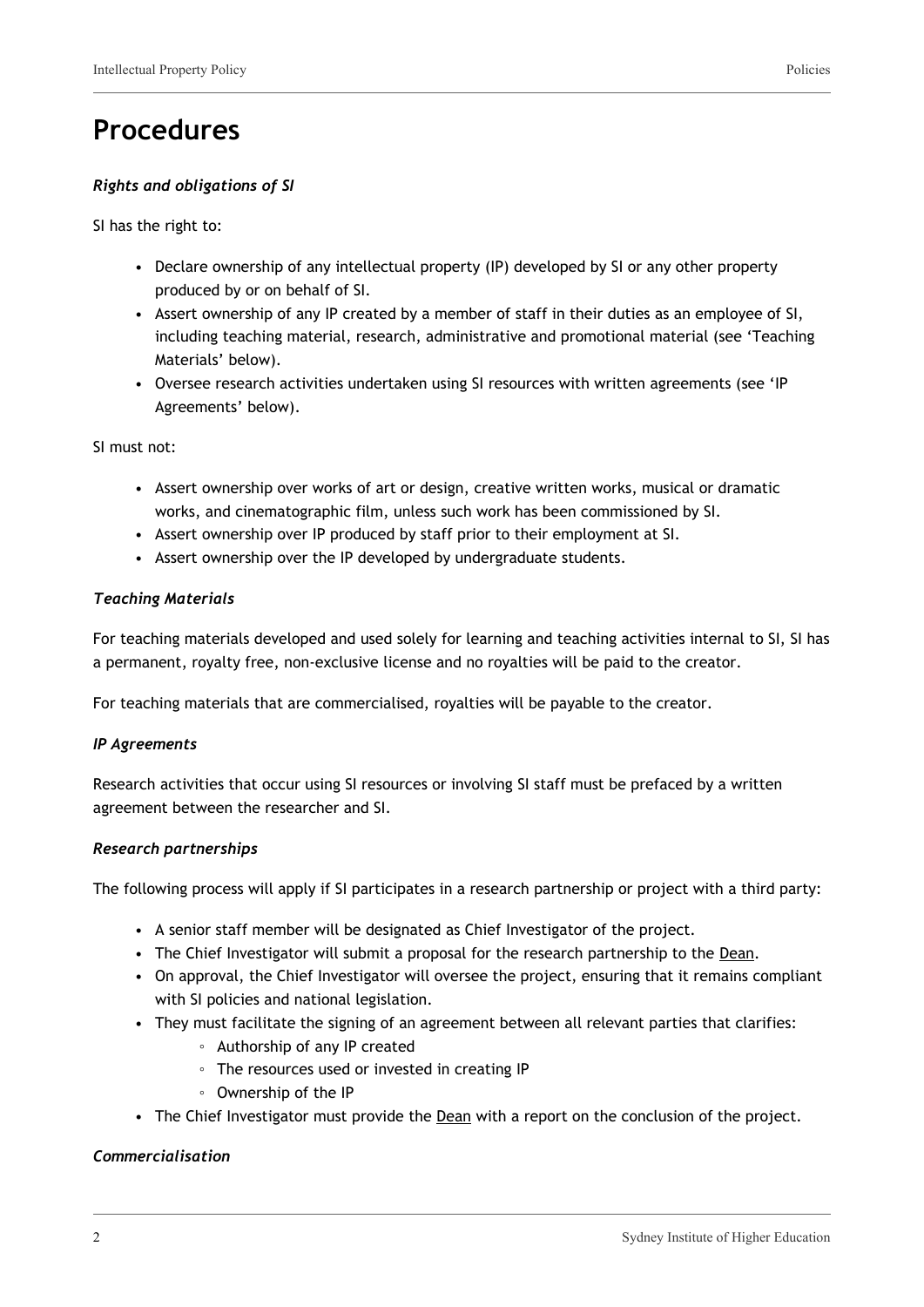# Procedures

***Rights and obligations of SI***

SI has the right to:

- Declare ownership of any intellectual property (IP) developed by SI or any other property produced by or on behalf of SI.
- Assert ownership of any IP created by a member of staff in their duties as an employee of SI, including teaching material, research, administrative and promotional material (see 'Teaching Materials' below).
- Oversee research activities undertaken using SI resources with written agreements (see 'IP Agreements' below).

SI must not:

- Assert ownership over works of art or design, creative written works, musical or dramatic works, and cinematographic film, unless such work has been commissioned by SI.
- Assert ownership over IP produced by staff prior to their employment at SI.
- Assert ownership over the IP developed by undergraduate students.

***Teaching Materials***

For teaching materials developed and used solely for learning and teaching activities internal to SI, SI has a permanent, royalty free, non-exclusive license and no royalties will be paid to the creator.

For teaching materials that are commercialised, royalties will be payable to the creator.

***IP Agreements***

Research activities that occur using SI resources or involving SI staff must be prefaced by a written agreement between the researcher and SI.

***Research partnerships***

The following process will apply if SI participates in a research partnership or project with a third party:

- A senior staff member will be designated as Chief Investigator of the project.
- The Chief Investigator will submit a proposal for the research partnership to the Dean.
- On approval, the Chief Investigator will oversee the project, ensuring that it remains compliant with SI policies and national legislation.
- They must facilitate the signing of an agreement between all relevant parties that clarifies:
  - Authorship of any IP created
  - The resources used or invested in creating IP
  - Ownership of the IP
- The Chief Investigator must provide the Dean with a report on the conclusion of the project.

***Commercialisation***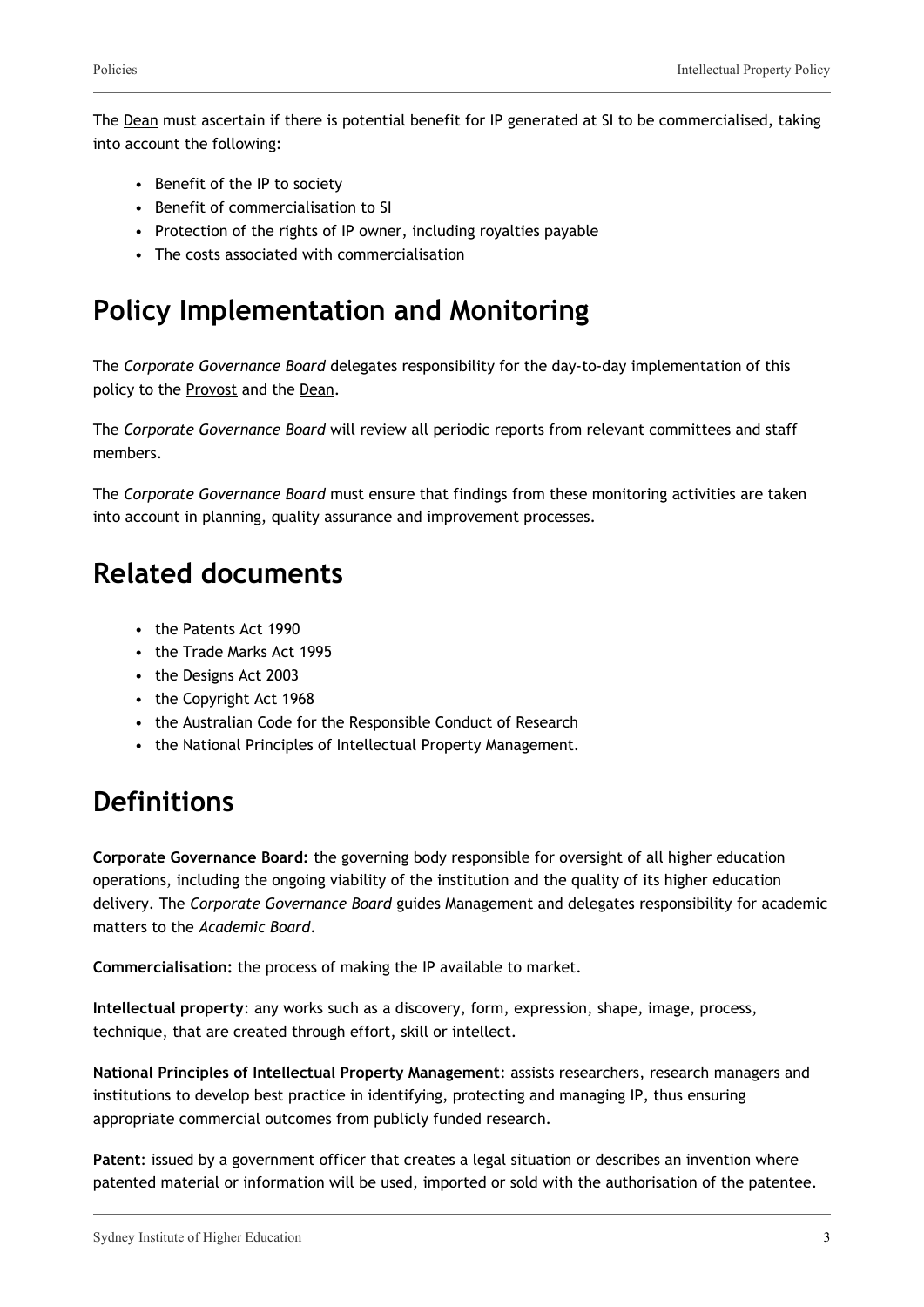The Dean must ascertain if there is potential benefit for IP generated at SI to be commercialised, taking into account the following:

- Benefit of the IP to society
- Benefit of commercialisation to SI
- Protection of the rights of IP owner, including royalties payable
- The costs associated with commercialisation

## Policy Implementation and Monitoring

The *Corporate Governance Board* delegates responsibility for the day-to-day implementation of this policy to the Provost and the Dean.

The *Corporate Governance Board* will review all periodic reports from relevant committees and staff members.

The *Corporate Governance Board* must ensure that findings from these monitoring activities are taken into account in planning, quality assurance and improvement processes.

## Related documents

- the Patents Act 1990
- the Trade Marks Act 1995
- the Designs Act 2003
- the Copyright Act 1968
- the Australian Code for the Responsible Conduct of Research
- the National Principles of Intellectual Property Management.

## Definitions

**Corporate Governance Board:** the governing body responsible for oversight of all higher education operations, including the ongoing viability of the institution and the quality of its higher education delivery. The *Corporate Governance Board* guides Management and delegates responsibility for academic matters to the *Academic Board*.

**Commercialisation:** the process of making the IP available to market.

**Intellectual property**: any works such as a discovery, form, expression, shape, image, process, technique, that are created through effort, skill or intellect.

**National Principles of Intellectual Property Management**: assists researchers, research managers and institutions to develop best practice in identifying, protecting and managing IP, thus ensuring appropriate commercial outcomes from publicly funded research.

**Patent**: issued by a government officer that creates a legal situation or describes an invention where patented material or information will be used, imported or sold with the authorisation of the patentee.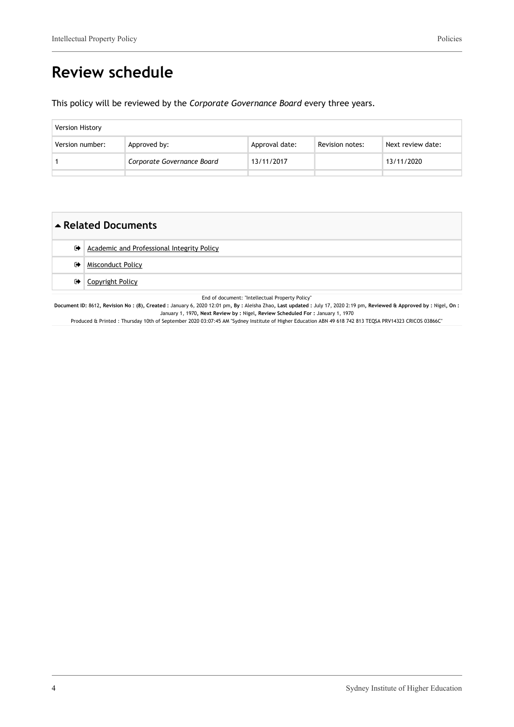# Review schedule

This policy will be reviewed by the *Corporate Governance Board* every three years.

| Version History | | | | |
|---|---|---|---|---|
| Version number: | Approved by: | Approval date: | Revision notes: | Next review date: |
| 1 | *Corporate Governance Board* | 13/11/2017 | | 13/11/2020 |
| | | | | |

## ▲ Related Documents

| | |
|---|---|
| ➭ | Academic and Professional Integrity Policy |
| ➭ | Misconduct Policy |
| ➭ | Copyright Policy |

End of document: "Intellectual Property Policy"

**Document ID:** 8612, **Revision No : (8)**, **Created :** January 6, 2020 12:01 pm, **By :** Aleisha Zhao, **Last updated :** July 17, 2020 2:19 pm, **Reviewed & Approved by :** Nigel, **On :** January 1, 1970, **Next Review by :** Nigel, **Review Scheduled For :** January 1, 1970

Produced & Printed : Thursday 10th of September 2020 03:07:45 AM "Sydney Institute of Higher Education ABN 49 618 742 813 TEQSA PRV14323 CRICOS 03866C"